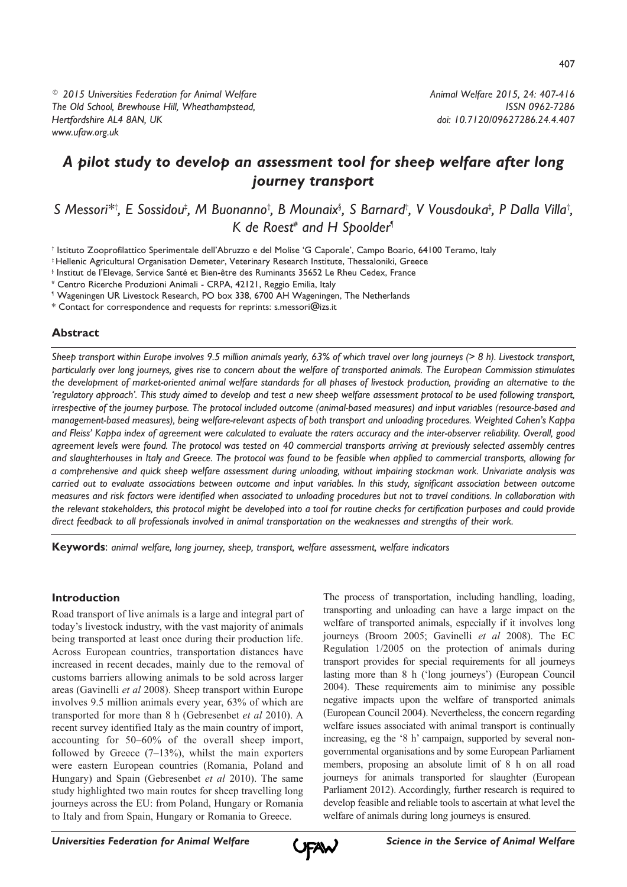© 2015 Universities Federation for Animal Welfare
The Old School, Brewhouse Hill, Wheathampstead,
Hertfordshire AL4 8AN, UK
www.ufaw.org.uk

Animal Welfare 2015, 24: 407-416
ISSN 0962-7286
doi: 10.7120/09627286.24.4.407

# A pilot study to develop an assessment tool for sheep welfare after long journey transport

S Messori*[†], E Sossidou[‡], M Buonanno[†], B Mounaix[§], S Barnard[†], V Vousdouka[‡], P Dalla Villa[†], K de Roest[#] and H Spoolder[¶]

[†] Istituto Zooprofilattico Sperimentale dell'Abruzzo e del Molise 'G Caporale', Campo Boario, 64100 Teramo, Italy

[‡] Hellenic Agricultural Organisation Demeter, Veterinary Research Institute, Thessaloniki, Greece

[§] Institut de l'Elevage, Service Santé et Bien-être des Ruminants 35652 Le Rheu Cedex, France

[#] Centro Ricerche Produzioni Animali - CRPA, 42121, Reggio Emilia, Italy

[¶] Wageningen UR Livestock Research, PO box 338, 6700 AH Wageningen, The Netherlands

\* Contact for correspondence and requests for reprints: s.messori@izs.it

## Abstract

*Sheep transport within Europe involves 9.5 million animals yearly, 63% of which travel over long journeys (> 8 h). Livestock transport, particularly over long journeys, gives rise to concern about the welfare of transported animals. The European Commission stimulates the development of market-oriented animal welfare standards for all phases of livestock production, providing an alternative to the 'regulatory approach'. This study aimed to develop and test a new sheep welfare assessment protocol to be used following transport, irrespective of the journey purpose. The protocol included outcome (animal-based measures) and input variables (resource-based and management-based measures), being welfare-relevant aspects of both transport and unloading procedures. Weighted Cohen's Kappa and Fleiss' Kappa index of agreement were calculated to evaluate the raters accuracy and the inter-observer reliability. Overall, good agreement levels were found. The protocol was tested on 40 commercial transports arriving at previously selected assembly centres and slaughterhouses in Italy and Greece. The protocol was found to be feasible when applied to commercial transports, allowing for a comprehensive and quick sheep welfare assessment during unloading, without impairing stockman work. Univariate analysis was carried out to evaluate associations between outcome and input variables. In this study, significant association between outcome measures and risk factors were identified when associated to unloading procedures but not to travel conditions. In collaboration with the relevant stakeholders, this protocol might be developed into a tool for routine checks for certification purposes and could provide direct feedback to all professionals involved in animal transportation on the weaknesses and strengths of their work.*

**Keywords**: *animal welfare, long journey, sheep, transport, welfare assessment, welfare indicators*

## Introduction

Road transport of live animals is a large and integral part of today's livestock industry, with the vast majority of animals being transported at least once during their production life. Across European countries, transportation distances have increased in recent decades, mainly due to the removal of customs barriers allowing animals to be sold across larger areas (Gavinelli *et al* 2008). Sheep transport within Europe involves 9.5 million animals every year, 63% of which are transported for more than 8 h (Gebresenbet *et al* 2010). A recent survey identified Italy as the main country of import, accounting for 50–60% of the overall sheep import, followed by Greece (7–13%), whilst the main exporters were eastern European countries (Romania, Poland and Hungary) and Spain (Gebresenbet *et al* 2010). The same study highlighted two main routes for sheep travelling long journeys across the EU: from Poland, Hungary or Romania to Italy and from Spain, Hungary or Romania to Greece.

The process of transportation, including handling, loading, transporting and unloading can have a large impact on the welfare of transported animals, especially if it involves long journeys (Broom 2005; Gavinelli *et al* 2008). The EC Regulation 1/2005 on the protection of animals during transport provides for special requirements for all journeys lasting more than 8 h ('long journeys') (European Council 2004). These requirements aim to minimise any possible negative impacts upon the welfare of transported animals (European Council 2004). Nevertheless, the concern regarding welfare issues associated with animal transport is continually increasing, eg the '8 h' campaign, supported by several non-governmental organisations and by some European Parliament members, proposing an absolute limit of 8 h on all road journeys for animals transported for slaughter (European Parliament 2012). Accordingly, further research is required to develop feasible and reliable tools to ascertain at what level the welfare of animals during long journeys is ensured.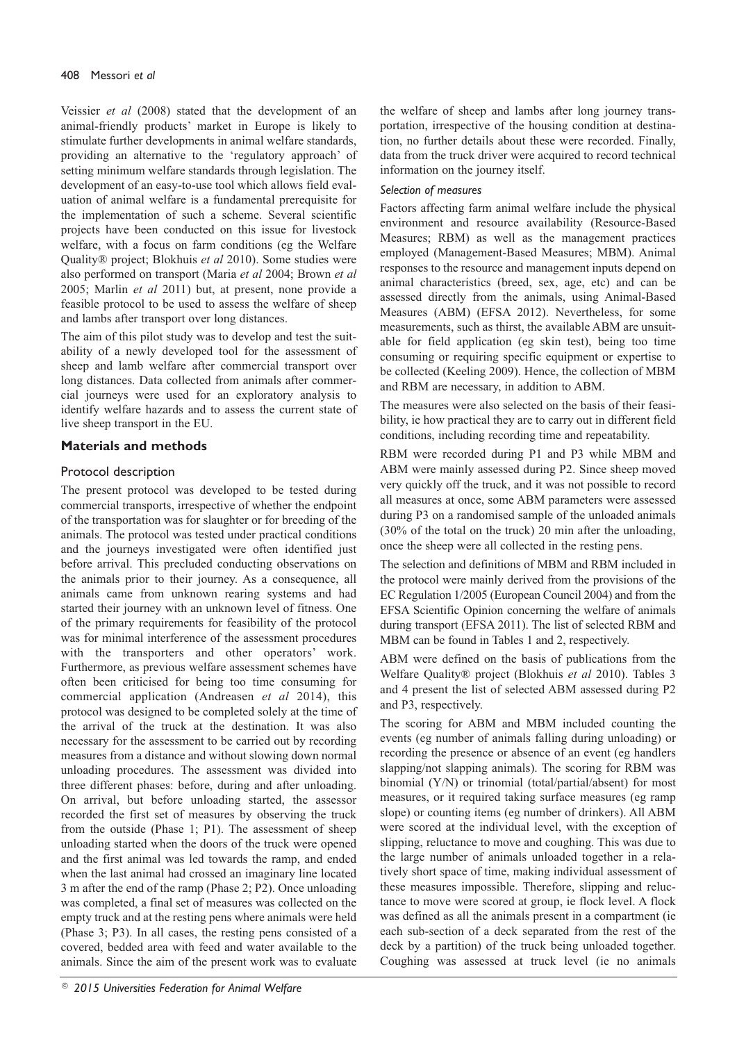Veissier *et al* (2008) stated that the development of an animal-friendly products' market in Europe is likely to stimulate further developments in animal welfare standards, providing an alternative to the 'regulatory approach' of setting minimum welfare standards through legislation. The development of an easy-to-use tool which allows field evaluation of animal welfare is a fundamental prerequisite for the implementation of such a scheme. Several scientific projects have been conducted on this issue for livestock welfare, with a focus on farm conditions (eg the Welfare Quality® project; Blokhuis *et al* 2010). Some studies were also performed on transport (Maria *et al* 2004; Brown *et al* 2005; Marlin *et al* 2011) but, at present, none provide a feasible protocol to be used to assess the welfare of sheep and lambs after transport over long distances.

The aim of this pilot study was to develop and test the suitability of a newly developed tool for the assessment of sheep and lamb welfare after commercial transport over long distances. Data collected from animals after commercial journeys were used for an exploratory analysis to identify welfare hazards and to assess the current state of live sheep transport in the EU.

## Materials and methods

### Protocol description

The present protocol was developed to be tested during commercial transports, irrespective of whether the endpoint of the transportation was for slaughter or for breeding of the animals. The protocol was tested under practical conditions and the journeys investigated were often identified just before arrival. This precluded conducting observations on the animals prior to their journey. As a consequence, all animals came from unknown rearing systems and had started their journey with an unknown level of fitness. One of the primary requirements for feasibility of the protocol was for minimal interference of the assessment procedures with the transporters and other operators' work. Furthermore, as previous welfare assessment schemes have often been criticised for being too time consuming for commercial application (Andreasen *et al* 2014), this protocol was designed to be completed solely at the time of the arrival of the truck at the destination. It was also necessary for the assessment to be carried out by recording measures from a distance and without slowing down normal unloading procedures. The assessment was divided into three different phases: before, during and after unloading. On arrival, but before unloading started, the assessor recorded the first set of measures by observing the truck from the outside (Phase 1; P1). The assessment of sheep unloading started when the doors of the truck were opened and the first animal was led towards the ramp, and ended when the last animal had crossed an imaginary line located 3 m after the end of the ramp (Phase 2; P2). Once unloading was completed, a final set of measures was collected on the empty truck and at the resting pens where animals were held (Phase 3; P3). In all cases, the resting pens consisted of a covered, bedded area with feed and water available to the animals. Since the aim of the present work was to evaluate the welfare of sheep and lambs after long journey transportation, irrespective of the housing condition at destination, no further details about these were recorded. Finally, data from the truck driver were acquired to record technical information on the journey itself.

#### *Selection of measures*

Factors affecting farm animal welfare include the physical environment and resource availability (Resource-Based Measures; RBM) as well as the management practices employed (Management-Based Measures; MBM). Animal responses to the resource and management inputs depend on animal characteristics (breed, sex, age, etc) and can be assessed directly from the animals, using Animal-Based Measures (ABM) (EFSA 2012). Nevertheless, for some measurements, such as thirst, the available ABM are unsuitable for field application (eg skin test), being too time consuming or requiring specific equipment or expertise to be collected (Keeling 2009). Hence, the collection of MBM and RBM are necessary, in addition to ABM.

The measures were also selected on the basis of their feasibility, ie how practical they are to carry out in different field conditions, including recording time and repeatability.

RBM were recorded during P1 and P3 while MBM and ABM were mainly assessed during P2. Since sheep moved very quickly off the truck, and it was not possible to record all measures at once, some ABM parameters were assessed during P3 on a randomised sample of the unloaded animals (30% of the total on the truck) 20 min after the unloading, once the sheep were all collected in the resting pens.

The selection and definitions of MBM and RBM included in the protocol were mainly derived from the provisions of the EC Regulation 1/2005 (European Council 2004) and from the EFSA Scientific Opinion concerning the welfare of animals during transport (EFSA 2011). The list of selected RBM and MBM can be found in Tables 1 and 2, respectively.

ABM were defined on the basis of publications from the Welfare Quality® project (Blokhuis *et al* 2010). Tables 3 and 4 present the list of selected ABM assessed during P2 and P3, respectively.

The scoring for ABM and MBM included counting the events (eg number of animals falling during unloading) or recording the presence or absence of an event (eg handlers slapping/not slapping animals). The scoring for RBM was binomial (Y/N) or trinomial (total/partial/absent) for most measures, or it required taking surface measures (eg ramp slope) or counting items (eg number of drinkers). All ABM were scored at the individual level, with the exception of slipping, reluctance to move and coughing. This was due to the large number of animals unloaded together in a relatively short space of time, making individual assessment of these measures impossible. Therefore, slipping and reluctance to move were scored at group, ie flock level. A flock was defined as all the animals present in a compartment (ie each sub-section of a deck separated from the rest of the deck by a partition) of the truck being unloaded together. Coughing was assessed at truck level (ie no animals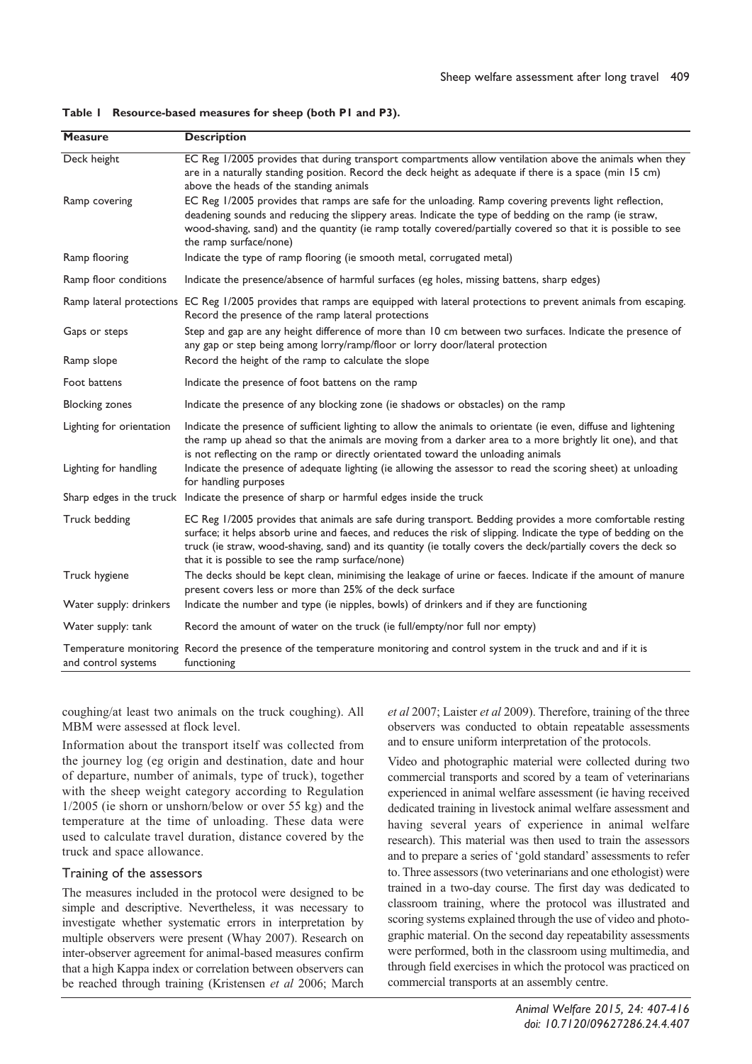**Table 1 Resource-based measures for sheep (both P1 and P3).**

| Measure | Description |
|---|---|
| Deck height | EC Reg 1/2005 provides that during transport compartments allow ventilation above the animals when they are in a naturally standing position. Record the deck height as adequate if there is a space (min 15 cm) above the heads of the standing animals |
| Ramp covering | EC Reg 1/2005 provides that ramps are safe for the unloading. Ramp covering prevents light reflection, deadening sounds and reducing the slippery areas. Indicate the type of bedding on the ramp (ie straw, wood-shaving, sand) and the quantity (ie ramp totally covered/partially covered so that it is possible to see the ramp surface/none) |
| Ramp flooring | Indicate the type of ramp flooring (ie smooth metal, corrugated metal) |
| Ramp floor conditions | Indicate the presence/absence of harmful surfaces (eg holes, missing battens, sharp edges) |
| Ramp lateral protections | EC Reg 1/2005 provides that ramps are equipped with lateral protections to prevent animals from escaping. Record the presence of the ramp lateral protections |
| Gaps or steps | Step and gap are any height difference of more than 10 cm between two surfaces. Indicate the presence of any gap or step being among lorry/ramp/floor or lorry door/lateral protection |
| Ramp slope | Record the height of the ramp to calculate the slope |
| Foot battens | Indicate the presence of foot battens on the ramp |
| Blocking zones | Indicate the presence of any blocking zone (ie shadows or obstacles) on the ramp |
| Lighting for orientation | Indicate the presence of sufficient lighting to allow the animals to orientate (ie even, diffuse and lightening the ramp up ahead so that the animals are moving from a darker area to a more brightly lit one), and that is not reflecting on the ramp or directly orientated toward the unloading animals |
| Lighting for handling | Indicate the presence of adequate lighting (ie allowing the assessor to read the scoring sheet) at unloading for handling purposes |
| Sharp edges in the truck | Indicate the presence of sharp or harmful edges inside the truck |
| Truck bedding | EC Reg 1/2005 provides that animals are safe during transport. Bedding provides a more comfortable resting surface; it helps absorb urine and faeces, and reduces the risk of slipping. Indicate the type of bedding on the truck (ie straw, wood-shaving, sand) and its quantity (ie totally covers the deck/partially covers the deck so that it is possible to see the ramp surface/none) |
| Truck hygiene | The decks should be kept clean, minimising the leakage of urine or faeces. Indicate if the amount of manure present covers less or more than 25% of the deck surface |
| Water supply: drinkers | Indicate the number and type (ie nipples, bowls) of drinkers and if they are functioning |
| Water supply: tank | Record the amount of water on the truck (ie full/empty/nor full nor empty) |
| Temperature monitoring and control systems | Record the presence of the temperature monitoring and control system in the truck and and if it is functioning |

coughing/at least two animals on the truck coughing). All MBM were assessed at flock level.

Information about the transport itself was collected from the journey log (eg origin and destination, date and hour of departure, number of animals, type of truck), together with the sheep weight category according to Regulation 1/2005 (ie shorn or unshorn/below or over 55 kg) and the temperature at the time of unloading. These data were used to calculate travel duration, distance covered by the truck and space allowance.

## Training of the assessors

The measures included in the protocol were designed to be simple and descriptive. Nevertheless, it was necessary to investigate whether systematic errors in interpretation by multiple observers were present (Whay 2007). Research on inter-observer agreement for animal-based measures confirm that a high Kappa index or correlation between observers can be reached through training (Kristensen *et al* 2006; March *et al* 2007; Laister *et al* 2009). Therefore, training of the three observers was conducted to obtain repeatable assessments and to ensure uniform interpretation of the protocols.

Video and photographic material were collected during two commercial transports and scored by a team of veterinarians experienced in animal welfare assessment (ie having received dedicated training in livestock animal welfare assessment and having several years of experience in animal welfare research). This material was then used to train the assessors and to prepare a series of 'gold standard' assessments to refer to. Three assessors (two veterinarians and one ethologist) were trained in a two-day course. The first day was dedicated to classroom training, where the protocol was illustrated and scoring systems explained through the use of video and photographic material. On the second day repeatability assessments were performed, both in the classroom using multimedia, and through field exercises in which the protocol was practiced on commercial transports at an assembly centre.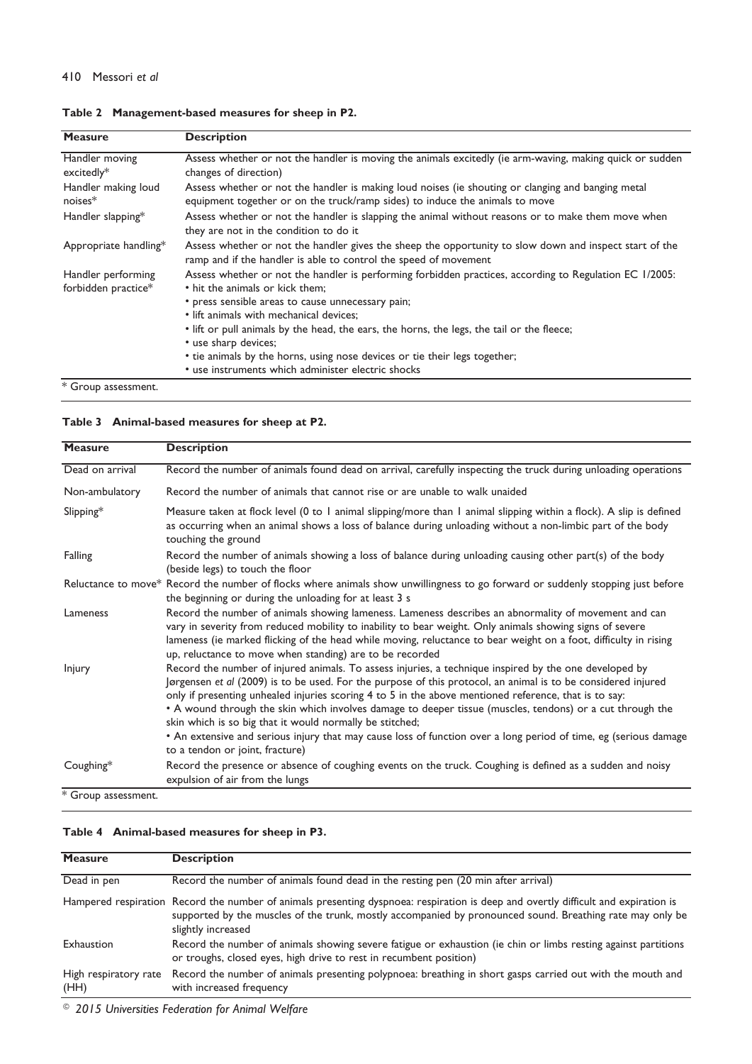**Table 2 Management-based measures for sheep in P2.**

| Measure | Description |
|---|---|
| Handler moving excitedly* | Assess whether or not the handler is moving the animals excitedly (ie arm-waving, making quick or sudden changes of direction) |
| Handler making loud noises* | Assess whether or not the handler is making loud noises (ie shouting or clanging and banging metal equipment together or on the truck/ramp sides) to induce the animals to move |
| Handler slapping* | Assess whether or not the handler is slapping the animal without reasons or to make them move when they are not in the condition to do it |
| Appropriate handling* | Assess whether or not the handler gives the sheep the opportunity to slow down and inspect start of the ramp and if the handler is able to control the speed of movement |
| Handler performing forbidden practice* | Assess whether or not the handler is performing forbidden practices, according to Regulation EC 1/2005: • hit the animals or kick them; • press sensible areas to cause unnecessary pain; • lift animals with mechanical devices; • lift or pull animals by the head, the ears, the horns, the legs, the tail or the fleece; • use sharp devices; • tie animals by the horns, using nose devices or tie their legs together; • use instruments which administer electric shocks |

\* Group assessment.

**Table 3 Animal-based measures for sheep at P2.**

| Measure | Description |
|---|---|
| Dead on arrival | Record the number of animals found dead on arrival, carefully inspecting the truck during unloading operations |
| Non-ambulatory | Record the number of animals that cannot rise or are unable to walk unaided |
| Slipping* | Measure taken at flock level (0 to 1 animal slipping/more than 1 animal slipping within a flock). A slip is defined as occurring when an animal shows a loss of balance during unloading without a non-limbic part of the body touching the ground |
| Falling | Record the number of animals showing a loss of balance during unloading causing other part(s) of the body (beside legs) to touch the floor |
| Reluctance to move* | Record the number of flocks where animals show unwillingness to go forward or suddenly stopping just before the beginning or during the unloading for at least 3 s |
| Lameness | Record the number of animals showing lameness. Lameness describes an abnormality of movement and can vary in severity from reduced mobility to inability to bear weight. Only animals showing signs of severe lameness (ie marked flicking of the head while moving, reluctance to bear weight on a foot, difficulty in rising up, reluctance to move when standing) are to be recorded |
| Injury | Record the number of injured animals. To assess injuries, a technique inspired by the one developed by Jørgensen *et al* (2009) is to be used. For the purpose of this protocol, an animal is to be considered injured only if presenting unhealed injuries scoring 4 to 5 in the above mentioned reference, that is to say: • A wound through the skin which involves damage to deeper tissue (muscles, tendons) or a cut through the skin which is so big that it would normally be stitched; • An extensive and serious injury that may cause loss of function over a long period of time, eg (serious damage to a tendon or joint, fracture) |
| Coughing* | Record the presence or absence of coughing events on the truck. Coughing is defined as a sudden and noisy expulsion of air from the lungs |

\* Group assessment.

**Table 4 Animal-based measures for sheep in P3.**

| Measure | Description |
|---|---|
| Dead in pen | Record the number of animals found dead in the resting pen (20 min after arrival) |
| Hampered respiration | Record the number of animals presenting dyspnoea: respiration is deep and overtly difficult and expiration is supported by the muscles of the trunk, mostly accompanied by pronounced sound. Breathing rate may only be slightly increased |
| Exhaustion | Record the number of animals showing severe fatigue or exhaustion (ie chin or limbs resting against partitions or troughs, closed eyes, high drive to rest in recumbent position) |
| High respiratory rate (HH) | Record the number of animals presenting polypnoea: breathing in short gasps carried out with the mouth and with increased frequency |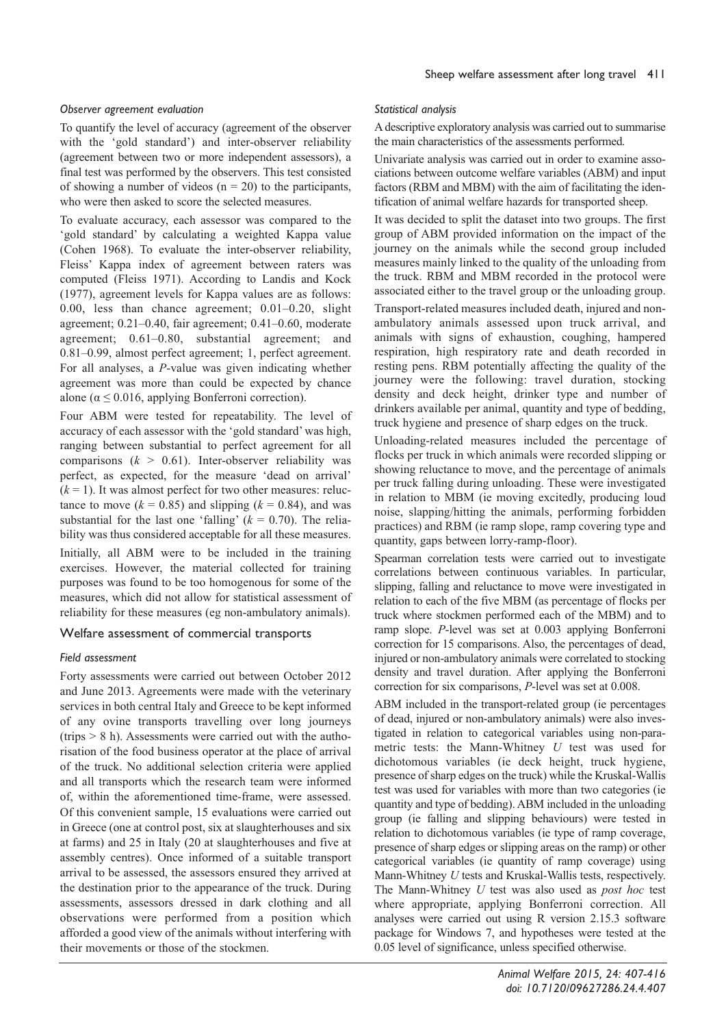*Observer agreement evaluation*

To quantify the level of accuracy (agreement of the observer with the 'gold standard') and inter-observer reliability (agreement between two or more independent assessors), a final test was performed by the observers. This test consisted of showing a number of videos ($n = 20$) to the participants, who were then asked to score the selected measures.

To evaluate accuracy, each assessor was compared to the 'gold standard' by calculating a weighted Kappa value (Cohen 1968). To evaluate the inter-observer reliability, Fleiss' Kappa index of agreement between raters was computed (Fleiss 1971). According to Landis and Kock (1977), agreement levels for Kappa values are as follows: 0.00, less than chance agreement; 0.01–0.20, slight agreement; 0.21–0.40, fair agreement; 0.41–0.60, moderate agreement; 0.61–0.80, substantial agreement; and 0.81–0.99, almost perfect agreement; 1, perfect agreement. For all analyses, a *P*-value was given indicating whether agreement was more than could be expected by chance alone ($\alpha \leq 0.016$, applying Bonferroni correction).

Four ABM were tested for repeatability. The level of accuracy of each assessor with the 'gold standard' was high, ranging between substantial to perfect agreement for all comparisons ($k > 0.61$). Inter-observer reliability was perfect, as expected, for the measure 'dead on arrival' ($k = 1$). It was almost perfect for two other measures: reluctance to move ($k = 0.85$) and slipping ($k = 0.84$), and was substantial for the last one 'falling' ($k = 0.70$). The reliability was thus considered acceptable for all these measures.

Initially, all ABM were to be included in the training exercises. However, the material collected for training purposes was found to be too homogenous for some of the measures, which did not allow for statistical assessment of reliability for these measures (eg non-ambulatory animals).

## Welfare assessment of commercial transports

*Field assessment*

Forty assessments were carried out between October 2012 and June 2013. Agreements were made with the veterinary services in both central Italy and Greece to be kept informed of any ovine transports travelling over long journeys (trips > 8 h). Assessments were carried out with the authorisation of the food business operator at the place of arrival of the truck. No additional selection criteria were applied and all transports which the research team were informed of, within the aforementioned time-frame, were assessed. Of this convenient sample, 15 evaluations were carried out in Greece (one at control post, six at slaughterhouses and six at farms) and 25 in Italy (20 at slaughterhouses and five at assembly centres). Once informed of a suitable transport arrival to be assessed, the assessors ensured they arrived at the destination prior to the appearance of the truck. During assessments, assessors dressed in dark clothing and all observations were performed from a position which afforded a good view of the animals without interfering with their movements or those of the stockmen.

*Statistical analysis*

A descriptive exploratory analysis was carried out to summarise the main characteristics of the assessments performed.

Univariate analysis was carried out in order to examine associations between outcome welfare variables (ABM) and input factors (RBM and MBM) with the aim of facilitating the identification of animal welfare hazards for transported sheep.

It was decided to split the dataset into two groups. The first group of ABM provided information on the impact of the journey on the animals while the second group included measures mainly linked to the quality of the unloading from the truck. RBM and MBM recorded in the protocol were associated either to the travel group or the unloading group.

Transport-related measures included death, injured and non-ambulatory animals assessed upon truck arrival, and animals with signs of exhaustion, coughing, hampered respiration, high respiratory rate and death recorded in resting pens. RBM potentially affecting the quality of the journey were the following: travel duration, stocking density and deck height, drinker type and number of drinkers available per animal, quantity and type of bedding, truck hygiene and presence of sharp edges on the truck.

Unloading-related measures included the percentage of flocks per truck in which animals were recorded slipping or showing reluctance to move, and the percentage of animals per truck falling during unloading. These were investigated in relation to MBM (ie moving excitedly, producing loud noise, slapping/hitting the animals, performing forbidden practices) and RBM (ie ramp slope, ramp covering type and quantity, gaps between lorry-ramp-floor).

Spearman correlation tests were carried out to investigate correlations between continuous variables. In particular, slipping, falling and reluctance to move were investigated in relation to each of the five MBM (as percentage of flocks per truck where stockmen performed each of the MBM) and to ramp slope. *P*-level was set at 0.003 applying Bonferroni correction for 15 comparisons. Also, the percentages of dead, injured or non-ambulatory animals were correlated to stocking density and travel duration. After applying the Bonferroni correction for six comparisons, *P*-level was set at 0.008.

ABM included in the transport-related group (ie percentages of dead, injured or non-ambulatory animals) were also investigated in relation to categorical variables using non-parametric tests: the Mann-Whitney *U* test was used for dichotomous variables (ie deck height, truck hygiene, presence of sharp edges on the truck) while the Kruskal-Wallis test was used for variables with more than two categories (ie quantity and type of bedding). ABM included in the unloading group (ie falling and slipping behaviours) were tested in relation to dichotomous variables (ie type of ramp coverage, presence of sharp edges or slipping areas on the ramp) or other categorical variables (ie quantity of ramp coverage) using Mann-Whitney *U* tests and Kruskal-Wallis tests, respectively. The Mann-Whitney *U* test was also used as *post hoc* test where appropriate, applying Bonferroni correction. All analyses were carried out using R version 2.15.3 software package for Windows 7, and hypotheses were tested at the 0.05 level of significance, unless specified otherwise.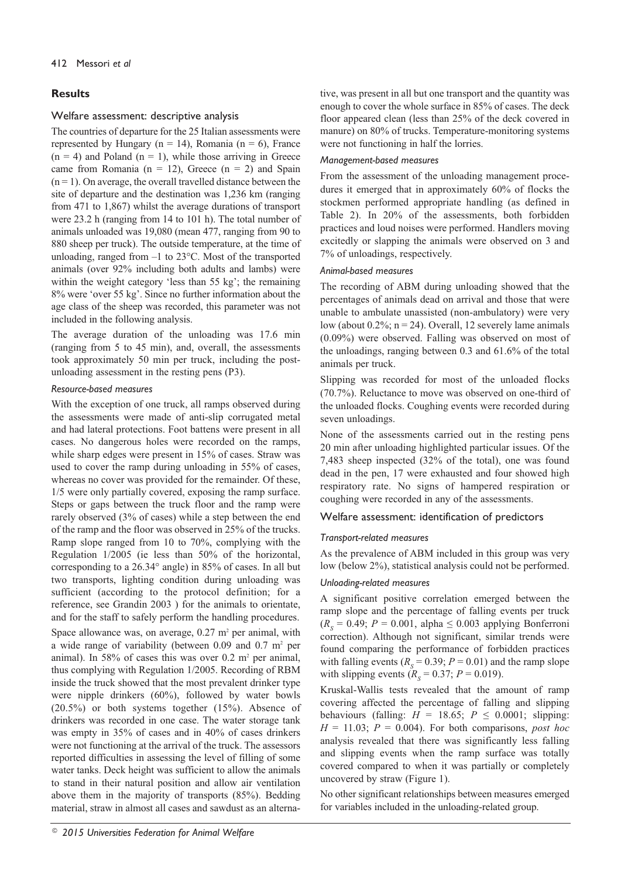## Results

### Welfare assessment: descriptive analysis

The countries of departure for the 25 Italian assessments were represented by Hungary ($n = 14$), Romania ($n = 6$), France ($n = 4$) and Poland ($n = 1$), while those arriving in Greece came from Romania ($n = 12$), Greece ($n = 2$) and Spain ($n = 1$). On average, the overall travelled distance between the site of departure and the destination was 1,236 km (ranging from 471 to 1,867) whilst the average durations of transport were 23.2 h (ranging from 14 to 101 h). The total number of animals unloaded was 19,080 (mean 477, ranging from 90 to 880 sheep per truck). The outside temperature, at the time of unloading, ranged from –1 to 23°C. Most of the transported animals (over 92% including both adults and lambs) were within the weight category 'less than 55 kg'; the remaining 8% were 'over 55 kg'. Since no further information about the age class of the sheep was recorded, this parameter was not included in the following analysis.

The average duration of the unloading was 17.6 min (ranging from 5 to 45 min), and, overall, the assessments took approximately 50 min per truck, including the post-unloading assessment in the resting pens (P3).

#### *Resource-based measures*

With the exception of one truck, all ramps observed during the assessments were made of anti-slip corrugated metal and had lateral protections. Foot battens were present in all cases. No dangerous holes were recorded on the ramps, while sharp edges were present in 15% of cases. Straw was used to cover the ramp during unloading in 55% of cases, whereas no cover was provided for the remainder. Of these, 1/5 were only partially covered, exposing the ramp surface. Steps or gaps between the truck floor and the ramp were rarely observed (3% of cases) while a step between the end of the ramp and the floor was observed in 25% of the trucks. Ramp slope ranged from 10 to 70%, complying with the Regulation 1/2005 (ie less than 50% of the horizontal, corresponding to a 26.34° angle) in 85% of cases. In all but two transports, lighting condition during unloading was sufficient (according to the protocol definition; for a reference, see Grandin 2003 ) for the animals to orientate, and for the staff to safely perform the handling procedures.

Space allowance was, on average, 0.27 m$^2$ per animal, with a wide range of variability (between 0.09 and 0.7 m$^2$ per animal). In 58% of cases this was over 0.2 m$^2$ per animal, thus complying with Regulation 1/2005. Recording of RBM inside the truck showed that the most prevalent drinker type were nipple drinkers (60%), followed by water bowls (20.5%) or both systems together (15%). Absence of drinkers was recorded in one case. The water storage tank was empty in 35% of cases and in 40% of cases drinkers were not functioning at the arrival of the truck. The assessors reported difficulties in assessing the level of filling of some water tanks. Deck height was sufficient to allow the animals to stand in their natural position and allow air ventilation above them in the majority of transports (85%). Bedding material, straw in almost all cases and sawdust as an alternative, was present in all but one transport and the quantity was enough to cover the whole surface in 85% of cases. The deck floor appeared clean (less than 25% of the deck covered in manure) on 80% of trucks. Temperature-monitoring systems were not functioning in half the lorries.

#### *Management-based measures*

From the assessment of the unloading management procedures it emerged that in approximately 60% of flocks the stockmen performed appropriate handling (as defined in Table 2). In 20% of the assessments, both forbidden practices and loud noises were performed. Handlers moving excitedly or slapping the animals were observed on 3 and 7% of unloadings, respectively.

#### *Animal-based measures*

The recording of ABM during unloading showed that the percentages of animals dead on arrival and those that were unable to ambulate unassisted (non-ambulatory) were very low (about 0.2%; $n = 24$). Overall, 12 severely lame animals (0.09%) were observed. Falling was observed on most of the unloadings, ranging between 0.3 and 61.6% of the total animals per truck.

Slipping was recorded for most of the unloaded flocks (70.7%). Reluctance to move was observed on one-third of the unloaded flocks. Coughing events were recorded during seven unloadings.

None of the assessments carried out in the resting pens 20 min after unloading highlighted particular issues. Of the 7,483 sheep inspected (32% of the total), one was found dead in the pen, 17 were exhausted and four showed high respiratory rate. No signs of hampered respiration or coughing were recorded in any of the assessments.

### Welfare assessment: identification of predictors

#### *Transport-related measures*

As the prevalence of ABM included in this group was very low (below 2%), statistical analysis could not be performed.

#### *Unloading-related measures*

A significant positive correlation emerged between the ramp slope and the percentage of falling events per truck ($R_S = 0.49$; $P = 0.001$, alpha $\leq 0.003$ applying Bonferroni correction). Although not significant, similar trends were found comparing the performance of forbidden practices with falling events ($R_S = 0.39$; $P = 0.01$) and the ramp slope with slipping events ($R_S = 0.37$; $P = 0.019$).

Kruskal-Wallis tests revealed that the amount of ramp covering affected the percentage of falling and slipping behaviours (falling: $H = 18.65$; $P \leq 0.0001$; slipping: $H = 11.03$; $P = 0.004$). For both comparisons, *post hoc* analysis revealed that there was significantly less falling and slipping events when the ramp surface was totally covered compared to when it was partially or completely uncovered by straw (Figure 1).

No other significant relationships between measures emerged for variables included in the unloading-related group.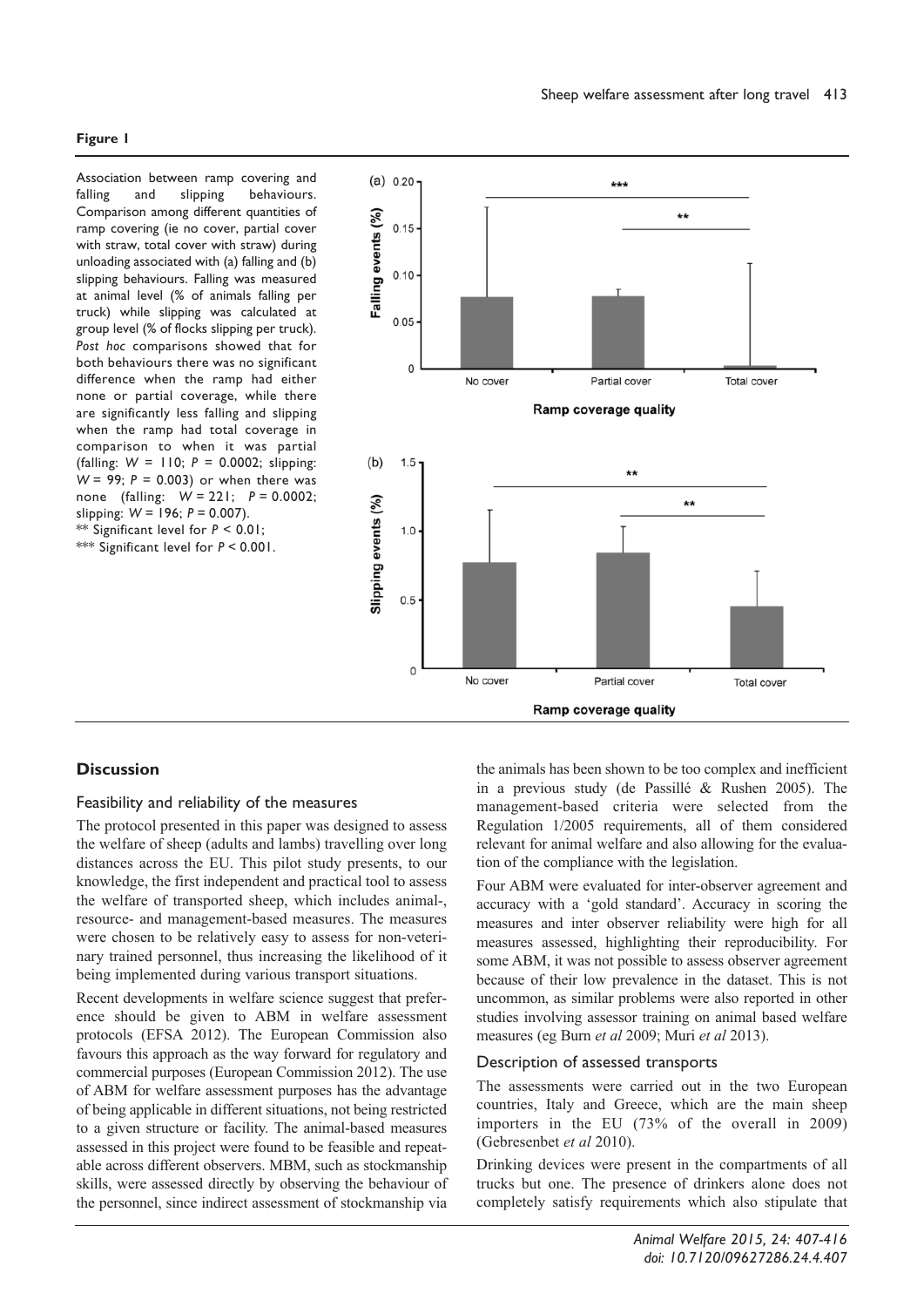**Figure 1**

Association between ramp covering and falling and slipping behaviours. Comparison among different quantities of ramp covering (ie no cover, partial cover with straw, total cover with straw) during unloading associated with (a) falling and (b) slipping behaviours. Falling was measured at animal level (% of animals falling per truck) while slipping was calculated at group level (% of flocks slipping per truck). *Post hoc* comparisons showed that for both behaviours there was no significant difference when the ramp had either none or partial coverage, while there are significantly less falling and slipping when the ramp had total coverage in comparison to when it was partial (falling: $W = 110$; $P = 0.0002$; slipping: $W = 99$; $P = 0.003$) or when there was none (falling: $W = 221$; $P = 0.0002$; slipping: $W = 196$; $P = 0.007$).
** Significant level for $P < 0.01$;
*** Significant level for $P < 0.001$.

## Discussion

### Feasibility and reliability of the measures

The protocol presented in this paper was designed to assess the welfare of sheep (adults and lambs) travelling over long distances across the EU. This pilot study presents, to our knowledge, the first independent and practical tool to assess the welfare of transported sheep, which includes animal-, resource- and management-based measures. The measures were chosen to be relatively easy to assess for non-veterinary trained personnel, thus increasing the likelihood of it being implemented during various transport situations.

Recent developments in welfare science suggest that preference should be given to ABM in welfare assessment protocols (EFSA 2012). The European Commission also favours this approach as the way forward for regulatory and commercial purposes (European Commission 2012). The use of ABM for welfare assessment purposes has the advantage of being applicable in different situations, not being restricted to a given structure or facility. The animal-based measures assessed in this project were found to be feasible and repeatable across different observers. MBM, such as stockmanship skills, were assessed directly by observing the behaviour of the personnel, since indirect assessment of stockmanship via the animals has been shown to be too complex and inefficient in a previous study (de Passillé & Rushen 2005). The management-based criteria were selected from the Regulation 1/2005 requirements, all of them considered relevant for animal welfare and also allowing for the evaluation of the compliance with the legislation.

Four ABM were evaluated for inter-observer agreement and accuracy with a 'gold standard'. Accuracy in scoring the measures and inter observer reliability were high for all measures assessed, highlighting their reproducibility. For some ABM, it was not possible to assess observer agreement because of their low prevalence in the dataset. This is not uncommon, as similar problems were also reported in other studies involving assessor training on animal based welfare measures (eg Burn *et al* 2009; Muri *et al* 2013).

### Description of assessed transports

The assessments were carried out in the two European countries, Italy and Greece, which are the main sheep importers in the EU (73% of the overall in 2009) (Gebresenbet *et al* 2010).

Drinking devices were present in the compartments of all trucks but one. The presence of drinkers alone does not completely satisfy requirements which also stipulate that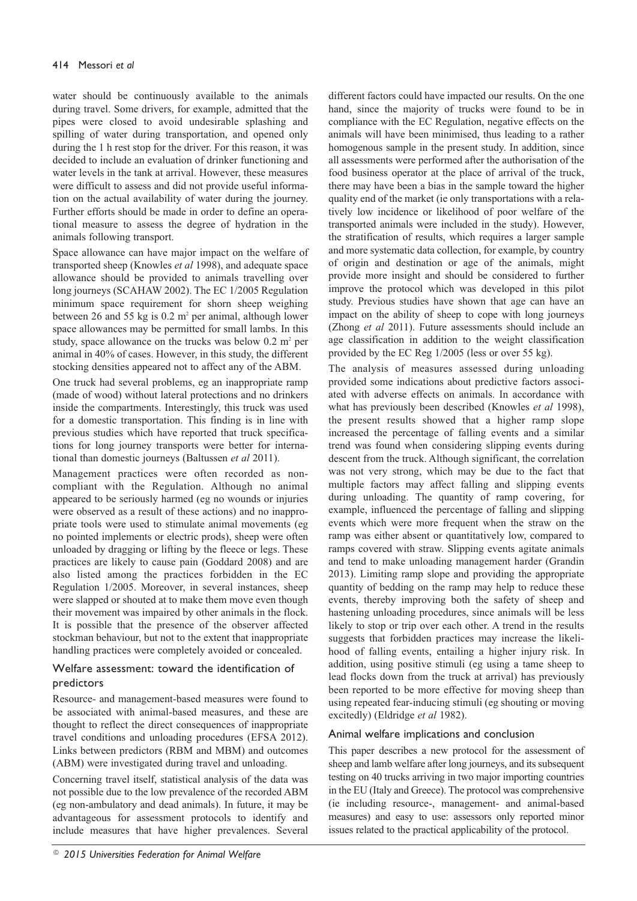water should be continuously available to the animals during travel. Some drivers, for example, admitted that the pipes were closed to avoid undesirable splashing and spilling of water during transportation, and opened only during the 1 h rest stop for the driver. For this reason, it was decided to include an evaluation of drinker functioning and water levels in the tank at arrival. However, these measures were difficult to assess and did not provide useful information on the actual availability of water during the journey. Further efforts should be made in order to define an operational measure to assess the degree of hydration in the animals following transport.

Space allowance can have major impact on the welfare of transported sheep (Knowles *et al* 1998), and adequate space allowance should be provided to animals travelling over long journeys (SCAHAW 2002). The EC 1/2005 Regulation minimum space requirement for shorn sheep weighing between 26 and 55 kg is 0.2 m$^2$ per animal, although lower space allowances may be permitted for small lambs. In this study, space allowance on the trucks was below 0.2 m$^2$ per animal in 40% of cases. However, in this study, the different stocking densities appeared not to affect any of the ABM.

One truck had several problems, eg an inappropriate ramp (made of wood) without lateral protections and no drinkers inside the compartments. Interestingly, this truck was used for a domestic transportation. This finding is in line with previous studies which have reported that truck specifications for long journey transports were better for international than domestic journeys (Baltussen *et al* 2011).

Management practices were often recorded as non-compliant with the Regulation. Although no animal appeared to be seriously harmed (eg no wounds or injuries were observed as a result of these actions) and no inappropriate tools were used to stimulate animal movements (eg no pointed implements or electric prods), sheep were often unloaded by dragging or lifting by the fleece or legs. These practices are likely to cause pain (Goddard 2008) and are also listed among the practices forbidden in the EC Regulation 1/2005. Moreover, in several instances, sheep were slapped or shouted at to make them move even though their movement was impaired by other animals in the flock. It is possible that the presence of the observer affected stockman behaviour, but not to the extent that inappropriate handling practices were completely avoided or concealed.

### Welfare assessment: toward the identification of predictors

Resource- and management-based measures were found to be associated with animal-based measures, and these are thought to reflect the direct consequences of inappropriate travel conditions and unloading procedures (EFSA 2012). Links between predictors (RBM and MBM) and outcomes (ABM) were investigated during travel and unloading.

Concerning travel itself, statistical analysis of the data was not possible due to the low prevalence of the recorded ABM (eg non-ambulatory and dead animals). In future, it may be advantageous for assessment protocols to identify and include measures that have higher prevalences. Several different factors could have impacted our results. On the one hand, since the majority of trucks were found to be in compliance with the EC Regulation, negative effects on the animals will have been minimised, thus leading to a rather homogenous sample in the present study. In addition, since all assessments were performed after the authorisation of the food business operator at the place of arrival of the truck, there may have been a bias in the sample toward the higher quality end of the market (ie only transportations with a relatively low incidence or likelihood of poor welfare of the transported animals were included in the study). However, the stratification of results, which requires a larger sample and more systematic data collection, for example, by country of origin and destination or age of the animals, might provide more insight and should be considered to further improve the protocol which was developed in this pilot study. Previous studies have shown that age can have an impact on the ability of sheep to cope with long journeys (Zhong *et al* 2011). Future assessments should include an age classification in addition to the weight classification provided by the EC Reg 1/2005 (less or over 55 kg).

The analysis of measures assessed during unloading provided some indications about predictive factors associated with adverse effects on animals. In accordance with what has previously been described (Knowles *et al* 1998), the present results showed that a higher ramp slope increased the percentage of falling events and a similar trend was found when considering slipping events during descent from the truck. Although significant, the correlation was not very strong, which may be due to the fact that multiple factors may affect falling and slipping events during unloading. The quantity of ramp covering, for example, influenced the percentage of falling and slipping events which were more frequent when the straw on the ramp was either absent or quantitatively low, compared to ramps covered with straw. Slipping events agitate animals and tend to make unloading management harder (Grandin 2013). Limiting ramp slope and providing the appropriate quantity of bedding on the ramp may help to reduce these events, thereby improving both the safety of sheep and hastening unloading procedures, since animals will be less likely to stop or trip over each other. A trend in the results suggests that forbidden practices may increase the likelihood of falling events, entailing a higher injury risk. In addition, using positive stimuli (eg using a tame sheep to lead flocks down from the truck at arrival) has previously been reported to be more effective for moving sheep than using repeated fear-inducing stimuli (eg shouting or moving excitedly) (Eldridge *et al* 1982).

### Animal welfare implications and conclusion

This paper describes a new protocol for the assessment of sheep and lamb welfare after long journeys, and its subsequent testing on 40 trucks arriving in two major importing countries in the EU (Italy and Greece). The protocol was comprehensive (ie including resource-, management- and animal-based measures) and easy to use: assessors only reported minor issues related to the practical applicability of the protocol.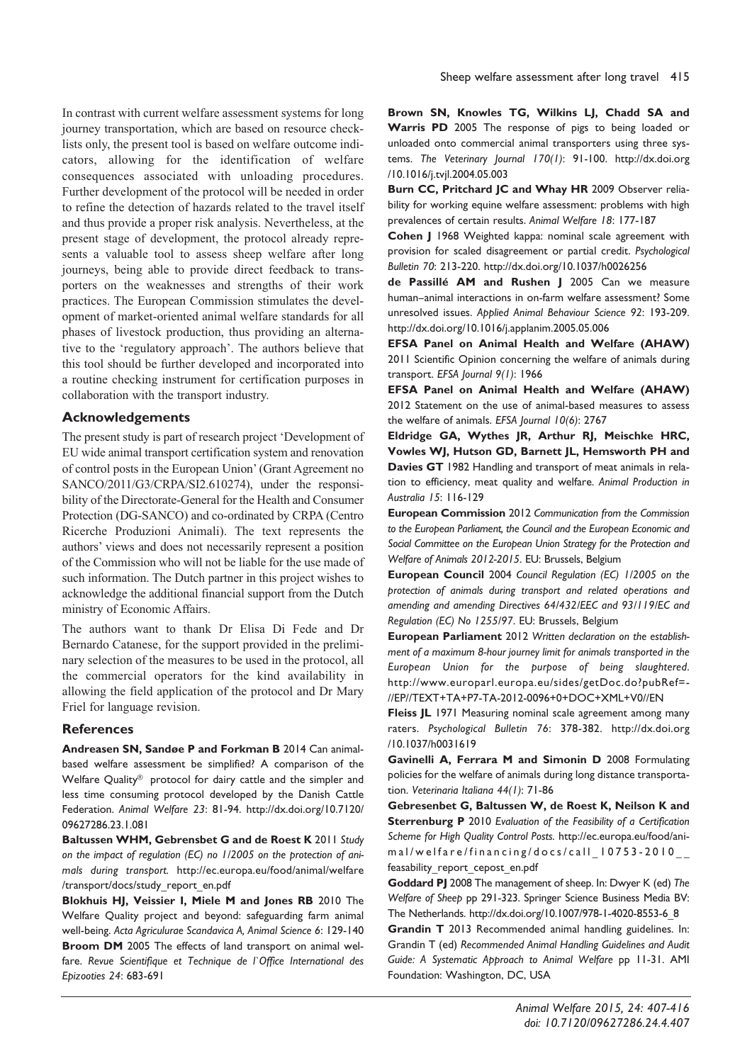In contrast with current welfare assessment systems for long journey transportation, which are based on resource check-lists only, the present tool is based on welfare outcome indicators, allowing for the identification of welfare consequences associated with unloading procedures. Further development of the protocol will be needed in order to refine the detection of hazards related to the travel itself and thus provide a proper risk analysis. Nevertheless, at the present stage of development, the protocol already represents a valuable tool to assess sheep welfare after long journeys, being able to provide direct feedback to transporters on the weaknesses and strengths of their work practices. The European Commission stimulates the development of market-oriented animal welfare standards for all phases of livestock production, thus providing an alternative to the 'regulatory approach'. The authors believe that this tool should be further developed and incorporated into a routine checking instrument for certification purposes in collaboration with the transport industry.

## Acknowledgements

The present study is part of research project 'Development of EU wide animal transport certification system and renovation of control posts in the European Union' (Grant Agreement no SANCO/2011/G3/CRPA/SI2.610274), under the responsibility of the Directorate-General for the Health and Consumer Protection (DG-SANCO) and co-ordinated by CRPA (Centro Ricerche Produzioni Animali). The text represents the authors' views and does not necessarily represent a position of the Commission who will not be liable for the use made of such information. The Dutch partner in this project wishes to acknowledge the additional financial support from the Dutch ministry of Economic Affairs.

The authors want to thank Dr Elisa Di Fede and Dr Bernardo Catanese, for the support provided in the preliminary selection of the measures to be used in the protocol, all the commercial operators for the kind availability in allowing the field application of the protocol and Dr Mary Friel for language revision.

## References

**Andreasen SN, Sandøe P and Forkman B** 2014 Can animal-based welfare assessment be simplified? A comparison of the Welfare Quality® protocol for dairy cattle and the simpler and less time consuming protocol developed by the Danish Cattle Federation. *Animal Welfare 23*: 81-94. http://dx.doi.org/10.7120/09627286.23.1.081

**Baltussen WHM, Gebrensbet G and de Roest K** 2011 *Study on the impact of regulation (EC) no 1/2005 on the protection of animals during transport.* http://ec.europa.eu/food/animal/welfare/transport/docs/study_report_en.pdf

**Blokhuis HJ, Veissier I, Miele M and Jones RB** 2010 The Welfare Quality project and beyond: safeguarding farm animal well-being. *Acta Agriculurae Scandavica A, Animal Science 6*: 129-140

**Broom DM** 2005 The effects of land transport on animal welfare. *Revue Scientifique et Technique de l`Office International des Epizooties 24*: 683-691

**Brown SN, Knowles TG, Wilkins LJ, Chadd SA and Warris PD** 2005 The response of pigs to being loaded or unloaded onto commercial animal transporters using three systems. *The Veterinary Journal 170(1)*: 91-100. http://dx.doi.org/10.1016/j.tvjl.2004.05.003

**Burn CC, Pritchard JC and Whay HR** 2009 Observer reliability for working equine welfare assessment: problems with high prevalences of certain results. *Animal Welfare 18*: 177-187

**Cohen J** 1968 Weighted kappa: nominal scale agreement with provision for scaled disagreement or partial credit. *Psychological Bulletin 70*: 213-220. http://dx.doi.org/10.1037/h0026256

**de Passillé AM and Rushen J** 2005 Can we measure human–animal interactions in on-farm welfare assessment? Some unresolved issues. *Applied Animal Behaviour Science 92*: 193-209. http://dx.doi.org/10.1016/j.applanim.2005.05.006

**EFSA Panel on Animal Health and Welfare (AHAW)** 2011 Scientific Opinion concerning the welfare of animals during transport. *EFSA Journal 9(1)*: 1966

**EFSA Panel on Animal Health and Welfare (AHAW)** 2012 Statement on the use of animal-based measures to assess the welfare of animals. *EFSA Journal 10(6)*: 2767

**Eldridge GA, Wythes JR, Arthur RJ, Meischke HRC, Vowles WJ, Hutson GD, Barnett JL, Hemsworth PH and Davies GT** 1982 Handling and transport of meat animals in relation to efficiency, meat quality and welfare. *Animal Production in Australia 15*: 116-129

**European Commission** 2012 *Communication from the Commission to the European Parliament, the Council and the European Economic and Social Committee on the European Union Strategy for the Protection and Welfare of Animals 2012-2015*. EU: Brussels, Belgium

**European Council** 2004 *Council Regulation (EC) 1/2005 on the protection of animals during transport and related operations and amending and amending Directives 64/432/EEC and 93/119/EC and Regulation (EC) No 1255/97*. EU: Brussels, Belgium

**European Parliament** 2012 *Written declaration on the establishment of a maximum 8-hour journey limit for animals transported in the European Union for the purpose of being slaughtered*. http://www.europarl.europa.eu/sides/getDoc.do?pubRef=-//EP//TEXT+TA+P7-TA-2012-0096+0+DOC+XML+V0//EN

**Fleiss JL** 1971 Measuring nominal scale agreement among many raters. *Psychological Bulletin 76*: 378-382. http://dx.doi.org/10.1037/h0031619

**Gavinelli A, Ferrara M and Simonin D** 2008 Formulating policies for the welfare of animals during long distance transportation. *Veterinaria Italiana 44(1)*: 71-86

**Gebresenbet G, Baltussen W, de Roest K, Neilson K and Sterrenburg P** 2010 *Evaluation of the Feasibility of a Certification Scheme for High Quality Control Posts.* http://ec.europa.eu/food/animal/welfare/financing/docs/call_10753-2010__feasability_report_cepost_en.pdf

**Goddard PJ** 2008 The management of sheep. In: Dwyer K (ed) *The Welfare of Sheep* pp 291-323. Springer Science Business Media BV: The Netherlands. http://dx.doi.org/10.1007/978-1-4020-8553-6_8

**Grandin T** 2013 Recommended animal handling guidelines. In: Grandin T (ed) *Recommended Animal Handling Guidelines and Audit Guide: A Systematic Approach to Animal Welfare* pp 11-31. AMI Foundation: Washington, DC, USA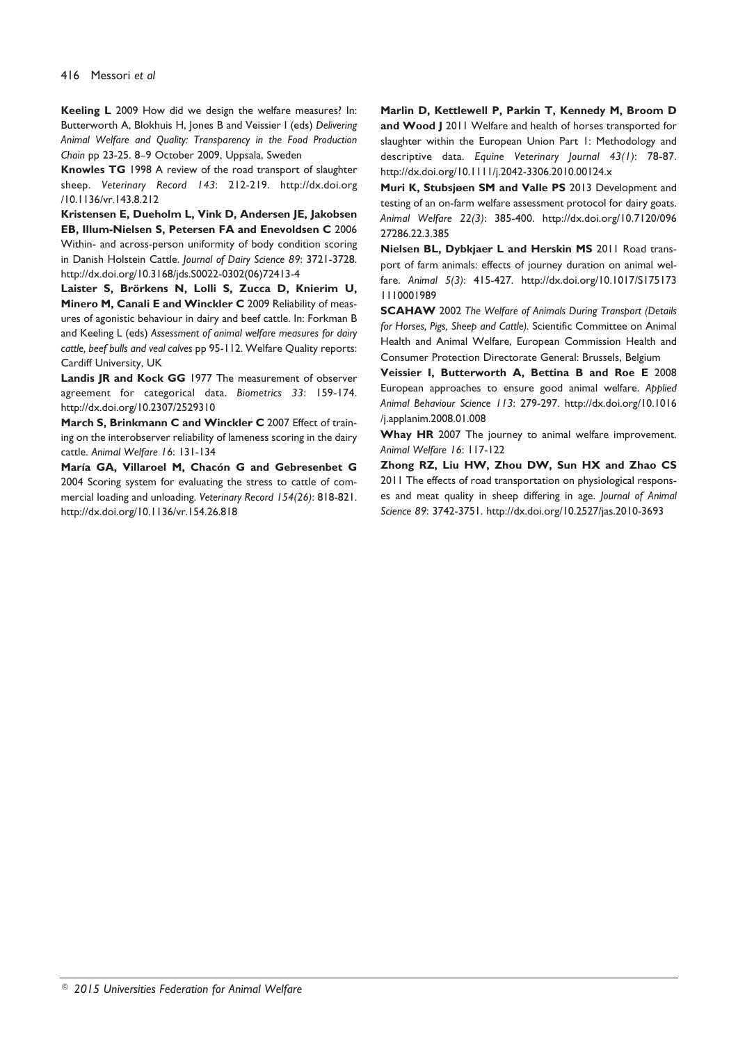**Keeling L** 2009 How did we design the welfare measures? In: Butterworth A, Blokhuis H, Jones B and Veissier I (eds) *Delivering Animal Welfare and Quality: Transparency in the Food Production Chain* pp 23-25. 8–9 October 2009, Uppsala, Sweden

**Knowles TG** 1998 A review of the road transport of slaughter sheep. *Veterinary Record 143*: 212-219. http://dx.doi.org/10.1136/vr.143.8.212

**Kristensen E, Dueholm L, Vink D, Andersen JE, Jakobsen EB, Illum-Nielsen S, Petersen FA and Enevoldsen C** 2006 Within- and across-person uniformity of body condition scoring in Danish Holstein Cattle. *Journal of Dairy Science 89*: 3721-3728. http://dx.doi.org/10.3168/jds.S0022-0302(06)72413-4

**Laister S, Brörkens N, Lolli S, Zucca D, Knierim U, Minero M, Canali E and Winckler C** 2009 Reliability of measures of agonistic behaviour in dairy and beef cattle. In: Forkman B and Keeling L (eds) *Assessment of animal welfare measures for dairy cattle, beef bulls and veal calves* pp 95-112. Welfare Quality reports: Cardiff University, UK

**Landis JR and Kock GG** 1977 The measurement of observer agreement for categorical data. *Biometrics 33*: 159-174. http://dx.doi.org/10.2307/2529310

**March S, Brinkmann C and Winckler C** 2007 Effect of training on the interobserver reliability of lameness scoring in the dairy cattle. *Animal Welfare 16*: 131-134

**María GA, Villaroel M, Chacón G and Gebresenbet G** 2004 Scoring system for evaluating the stress to cattle of commercial loading and unloading. *Veterinary Record 154(26)*: 818-821. http://dx.doi.org/10.1136/vr.154.26.818

**Marlin D, Kettlewell P, Parkin T, Kennedy M, Broom D and Wood J** 2011 Welfare and health of horses transported for slaughter within the European Union Part 1: Methodology and descriptive data. *Equine Veterinary Journal 43(1)*: 78-87. http://dx.doi.org/10.1111/j.2042-3306.2010.00124.x

**Muri K, Stubsjøen SM and Valle PS** 2013 Development and testing of an on-farm welfare assessment protocol for dairy goats. *Animal Welfare 22(3)*: 385-400. http://dx.doi.org/10.7120/09627286.22.3.385

**Nielsen BL, Dybkjaer L and Herskin MS** 2011 Road transport of farm animals: effects of journey duration on animal welfare. *Animal 5(3)*: 415-427. http://dx.doi.org/10.1017/S1751731110001989

**SCAHAW** 2002 *The Welfare of Animals During Transport (Details for Horses, Pigs, Sheep and Cattle)*. Scientific Committee on Animal Health and Animal Welfare, European Commission Health and Consumer Protection Directorate General: Brussels, Belgium

**Veissier I, Butterworth A, Bettina B and Roe E** 2008 European approaches to ensure good animal welfare. *Applied Animal Behaviour Science 113*: 279-297. http://dx.doi.org/10.1016/j.applanim.2008.01.008

**Whay HR** 2007 The journey to animal welfare improvement. *Animal Welfare 16*: 117-122

**Zhong RZ, Liu HW, Zhou DW, Sun HX and Zhao CS** 2011 The effects of road transportation on physiological responses and meat quality in sheep differing in age. *Journal of Animal Science 89*: 3742-3751. http://dx.doi.org/10.2527/jas.2010-3693